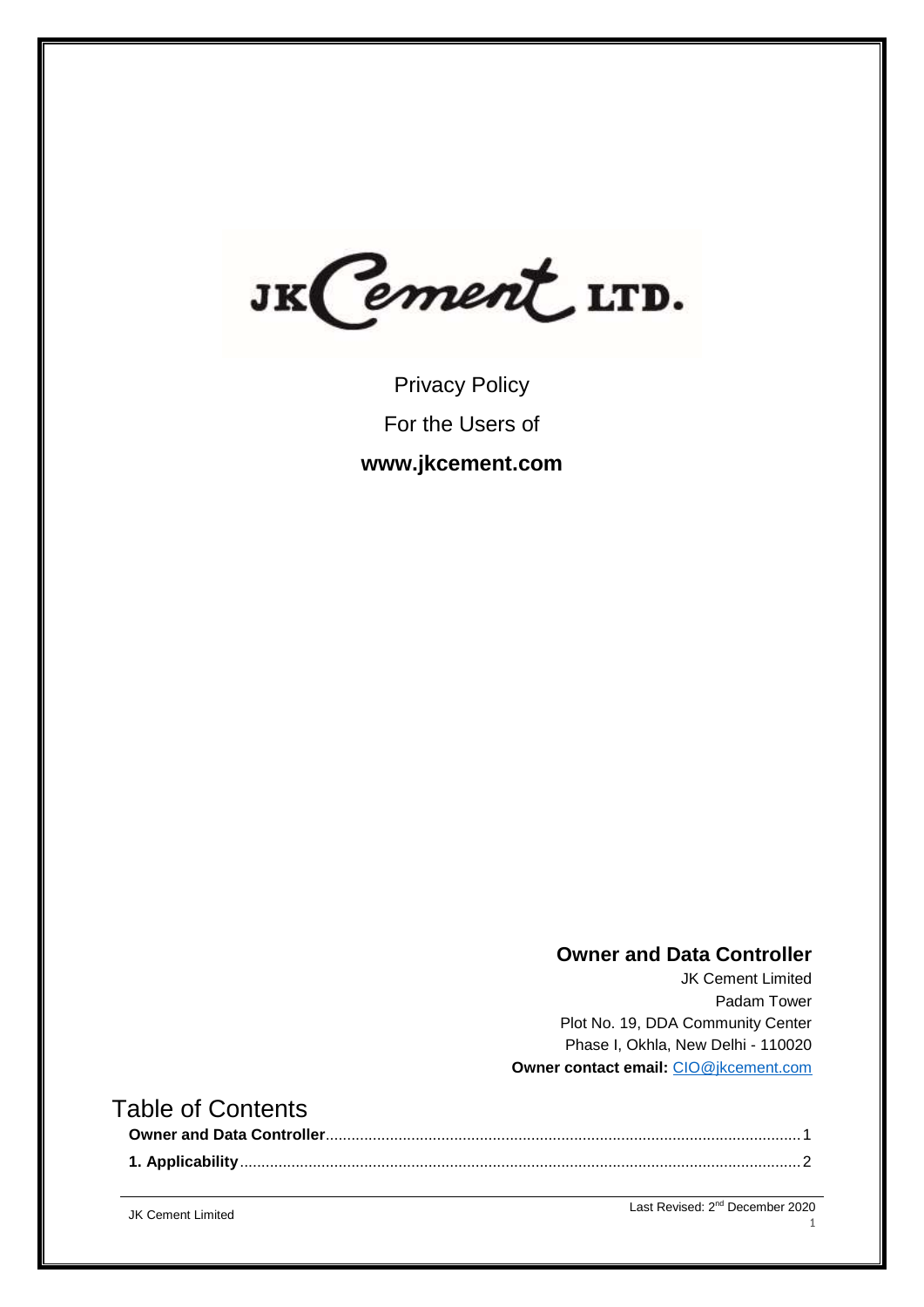JK Cement LTD.

Privacy Policy

For the Users of

**www.jkcement.com**

## Owner and Data Controller

JK Cement Limited
Padam Tower
Plot No. 19, DDA Community Center
Phase I, Okhla, New Delhi - 110020
**Owner contact email:** CIO@jkcement.com

# Table of Contents

**Owner and Data Controller**....1

**1. Applicability**....2

JK Cement Limited

Last Revised: 2nd December 2020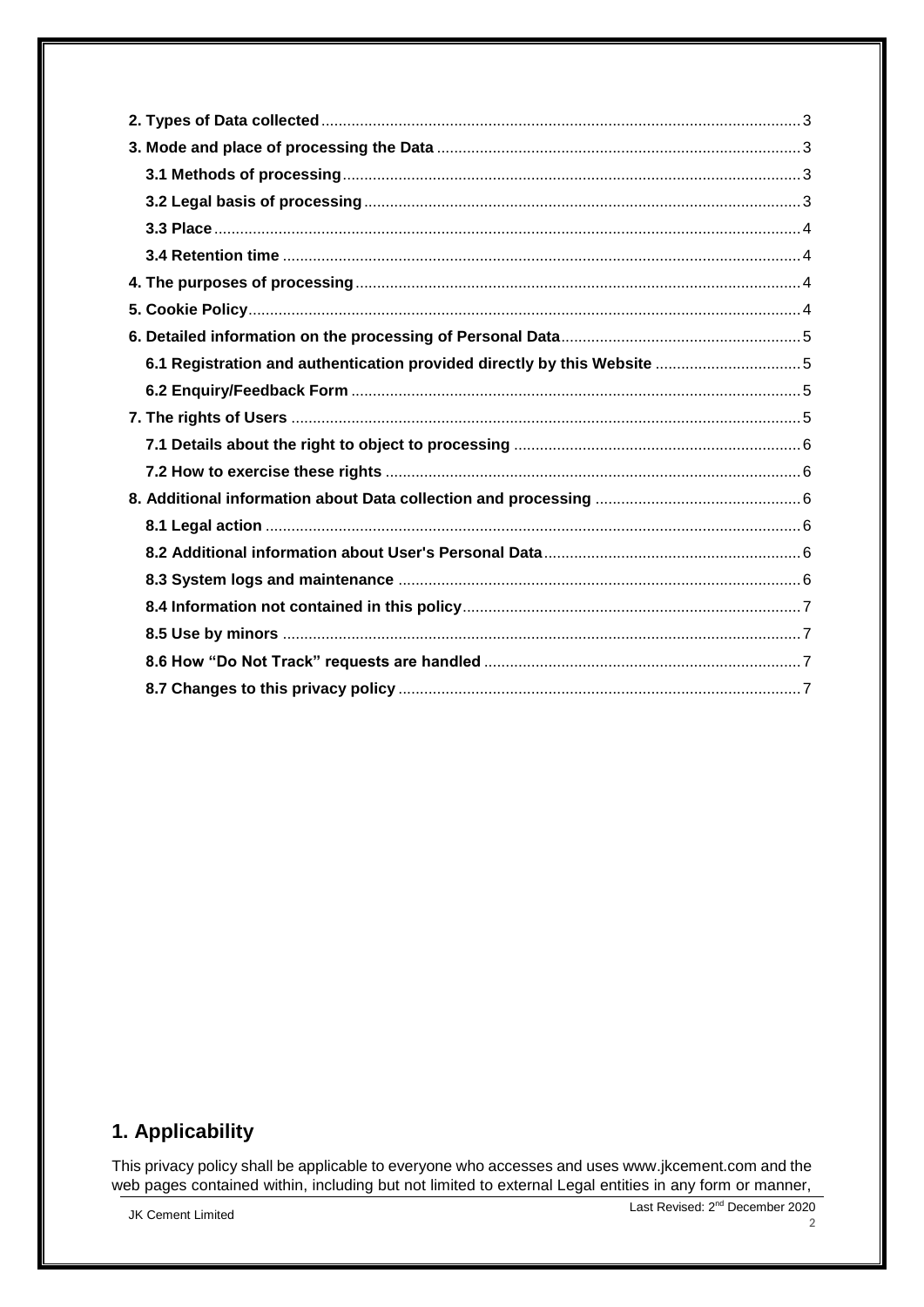**2. Types of Data collected** ........ 3

**3. Mode and place of processing the Data** ........ 3

- **3.1 Methods of processing** ........ 3
- **3.2 Legal basis of processing** ........ 3
- **3.3 Place** ........ 4
- **3.4 Retention time** ........ 4

**4. The purposes of processing** ........ 4

**5. Cookie Policy** ........ 4

**6. Detailed information on the processing of Personal Data** ........ 5

- **6.1 Registration and authentication provided directly by this Website** ........ 5
- **6.2 Enquiry/Feedback Form** ........ 5

**7. The rights of Users** ........ 5

- **7.1 Details about the right to object to processing** ........ 6
- **7.2 How to exercise these rights** ........ 6

**8. Additional information about Data collection and processing** ........ 6

- **8.1 Legal action** ........ 6
- **8.2 Additional information about User's Personal Data** ........ 6
- **8.3 System logs and maintenance** ........ 6
- **8.4 Information not contained in this policy** ........ 7
- **8.5 Use by minors** ........ 7
- **8.6 How "Do Not Track" requests are handled** ........ 7
- **8.7 Changes to this privacy policy** ........ 7

## 1. Applicability

This privacy policy shall be applicable to everyone who accesses and uses www.jkcement.com and the web pages contained within, including but not limited to external Legal entities in any form or manner,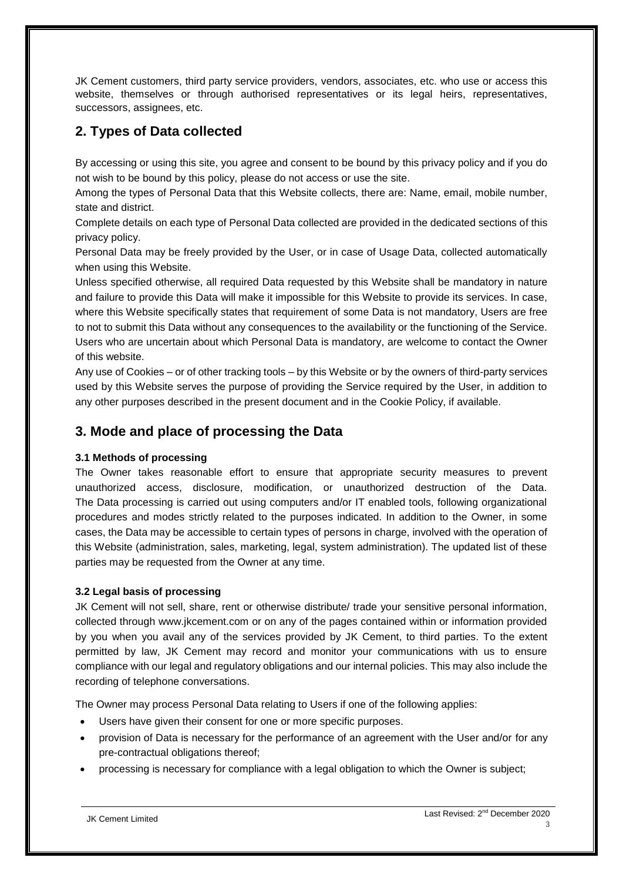JK Cement customers, third party service providers, vendors, associates, etc. who use or access this website, themselves or through authorised representatives or its legal heirs, representatives, successors, assignees, etc.

## 2. Types of Data collected

By accessing or using this site, you agree and consent to be bound by this privacy policy and if you do not wish to be bound by this policy, please do not access or use the site.

Among the types of Personal Data that this Website collects, there are: Name, email, mobile number, state and district.

Complete details on each type of Personal Data collected are provided in the dedicated sections of this privacy policy.

Personal Data may be freely provided by the User, or in case of Usage Data, collected automatically when using this Website.

Unless specified otherwise, all required Data requested by this Website shall be mandatory in nature and failure to provide this Data will make it impossible for this Website to provide its services. In case, where this Website specifically states that requirement of some Data is not mandatory, Users are free to not to submit this Data without any consequences to the availability or the functioning of the Service. Users who are uncertain about which Personal Data is mandatory, are welcome to contact the Owner of this website.

Any use of Cookies – or of other tracking tools – by this Website or by the owners of third-party services used by this Website serves the purpose of providing the Service required by the User, in addition to any other purposes described in the present document and in the Cookie Policy, if available.

## 3. Mode and place of processing the Data

### 3.1 Methods of processing

The Owner takes reasonable effort to ensure that appropriate security measures to prevent unauthorized access, disclosure, modification, or unauthorized destruction of the Data. The Data processing is carried out using computers and/or IT enabled tools, following organizational procedures and modes strictly related to the purposes indicated. In addition to the Owner, in some cases, the Data may be accessible to certain types of persons in charge, involved with the operation of this Website (administration, sales, marketing, legal, system administration). The updated list of these parties may be requested from the Owner at any time.

### 3.2 Legal basis of processing

JK Cement will not sell, share, rent or otherwise distribute/ trade your sensitive personal information, collected through www.jkcement.com or on any of the pages contained within or information provided by you when you avail any of the services provided by JK Cement, to third parties. To the extent permitted by law, JK Cement may record and monitor your communications with us to ensure compliance with our legal and regulatory obligations and our internal policies. This may also include the recording of telephone conversations.

The Owner may process Personal Data relating to Users if one of the following applies:

- Users have given their consent for one or more specific purposes.
- provision of Data is necessary for the performance of an agreement with the User and/or for any pre-contractual obligations thereof;
- processing is necessary for compliance with a legal obligation to which the Owner is subject;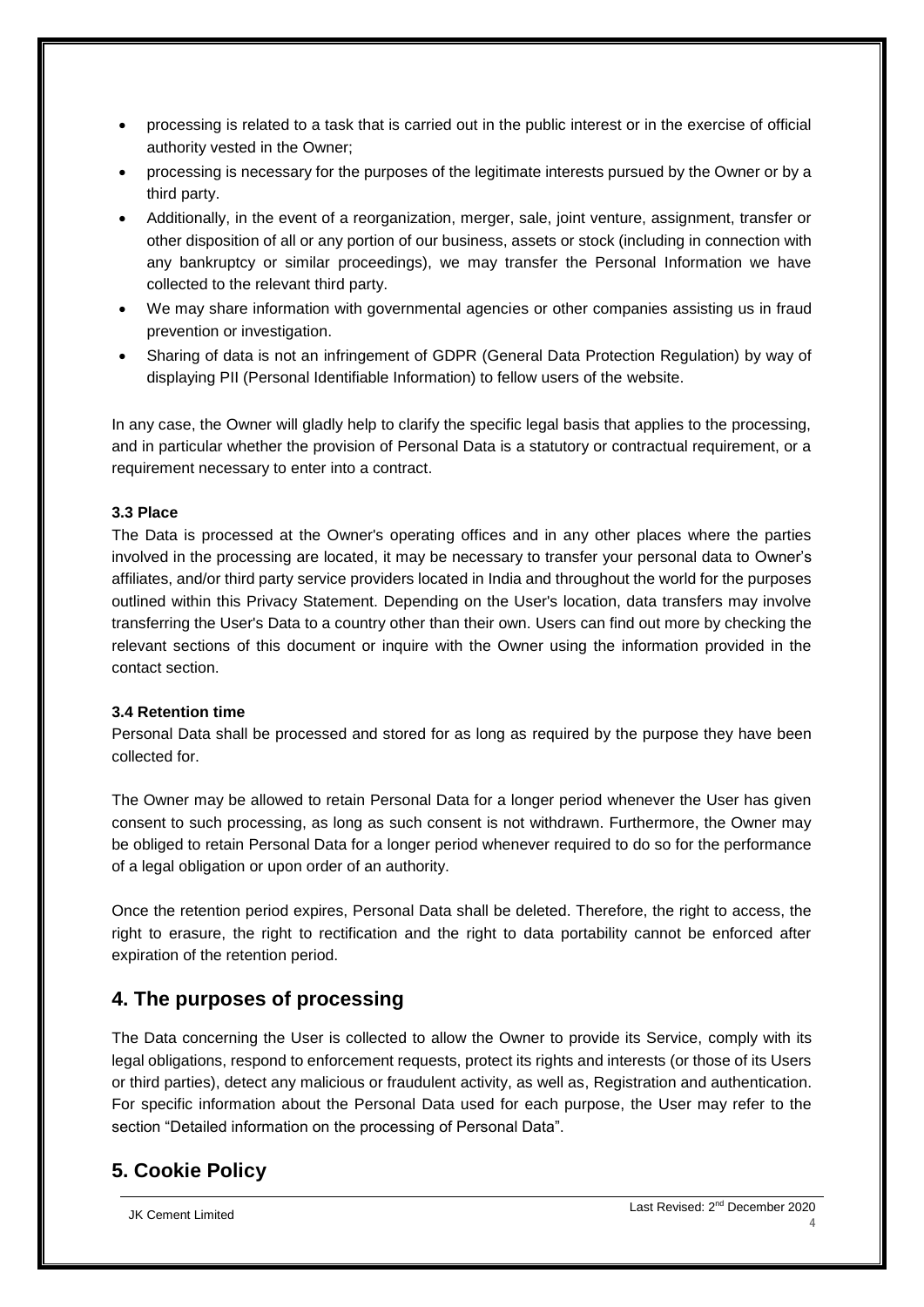- processing is related to a task that is carried out in the public interest or in the exercise of official authority vested in the Owner;
- processing is necessary for the purposes of the legitimate interests pursued by the Owner or by a third party.
- Additionally, in the event of a reorganization, merger, sale, joint venture, assignment, transfer or other disposition of all or any portion of our business, assets or stock (including in connection with any bankruptcy or similar proceedings), we may transfer the Personal Information we have collected to the relevant third party.
- We may share information with governmental agencies or other companies assisting us in fraud prevention or investigation.
- Sharing of data is not an infringement of GDPR (General Data Protection Regulation) by way of displaying PII (Personal Identifiable Information) to fellow users of the website.

In any case, the Owner will gladly help to clarify the specific legal basis that applies to the processing, and in particular whether the provision of Personal Data is a statutory or contractual requirement, or a requirement necessary to enter into a contract.

**3.3 Place**

The Data is processed at the Owner's operating offices and in any other places where the parties involved in the processing are located, it may be necessary to transfer your personal data to Owner's affiliates, and/or third party service providers located in India and throughout the world for the purposes outlined within this Privacy Statement. Depending on the User's location, data transfers may involve transferring the User's Data to a country other than their own. Users can find out more by checking the relevant sections of this document or inquire with the Owner using the information provided in the contact section.

**3.4 Retention time**

Personal Data shall be processed and stored for as long as required by the purpose they have been collected for.

The Owner may be allowed to retain Personal Data for a longer period whenever the User has given consent to such processing, as long as such consent is not withdrawn. Furthermore, the Owner may be obliged to retain Personal Data for a longer period whenever required to do so for the performance of a legal obligation or upon order of an authority.

Once the retention period expires, Personal Data shall be deleted. Therefore, the right to access, the right to erasure, the right to rectification and the right to data portability cannot be enforced after expiration of the retention period.

## 4. The purposes of processing

The Data concerning the User is collected to allow the Owner to provide its Service, comply with its legal obligations, respond to enforcement requests, protect its rights and interests (or those of its Users or third parties), detect any malicious or fraudulent activity, as well as, Registration and authentication. For specific information about the Personal Data used for each purpose, the User may refer to the section "Detailed information on the processing of Personal Data".

## 5. Cookie Policy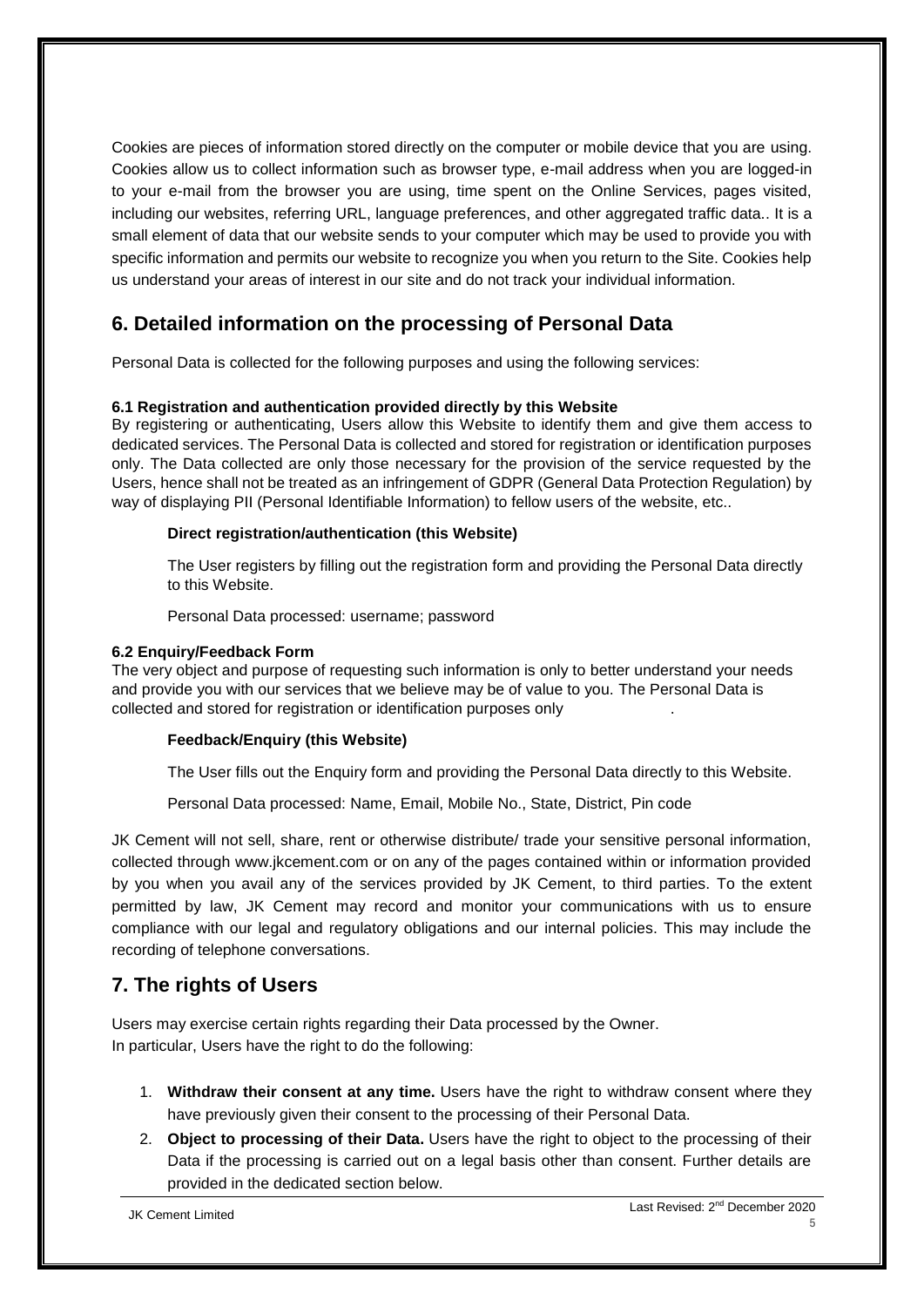Cookies are pieces of information stored directly on the computer or mobile device that you are using. Cookies allow us to collect information such as browser type, e-mail address when you are logged-in to your e-mail from the browser you are using, time spent on the Online Services, pages visited, including our websites, referring URL, language preferences, and other aggregated traffic data.. It is a small element of data that our website sends to your computer which may be used to provide you with specific information and permits our website to recognize you when you return to the Site. Cookies help us understand your areas of interest in our site and do not track your individual information.

## 6. Detailed information on the processing of Personal Data

Personal Data is collected for the following purposes and using the following services:

**6.1 Registration and authentication provided directly by this Website**

By registering or authenticating, Users allow this Website to identify them and give them access to dedicated services. The Personal Data is collected and stored for registration or identification purposes only. The Data collected are only those necessary for the provision of the service requested by the Users, hence shall not be treated as an infringement of GDPR (General Data Protection Regulation) by way of displaying PII (Personal Identifiable Information) to fellow users of the website, etc..

**Direct registration/authentication (this Website)**

The User registers by filling out the registration form and providing the Personal Data directly to this Website.

Personal Data processed: username; password

**6.2 Enquiry/Feedback Form**

The very object and purpose of requesting such information is only to better understand your needs and provide you with our services that we believe may be of value to you. The Personal Data is collected and stored for registration or identification purposes only .

**Feedback/Enquiry (this Website)**

The User fills out the Enquiry form and providing the Personal Data directly to this Website.

Personal Data processed: Name, Email, Mobile No., State, District, Pin code

JK Cement will not sell, share, rent or otherwise distribute/ trade your sensitive personal information, collected through www.jkcement.com or on any of the pages contained within or information provided by you when you avail any of the services provided by JK Cement, to third parties. To the extent permitted by law, JK Cement may record and monitor your communications with us to ensure compliance with our legal and regulatory obligations and our internal policies. This may include the recording of telephone conversations.

## 7. The rights of Users

Users may exercise certain rights regarding their Data processed by the Owner.
In particular, Users have the right to do the following:

1. **Withdraw their consent at any time.** Users have the right to withdraw consent where they have previously given their consent to the processing of their Personal Data.
2. **Object to processing of their Data.** Users have the right to object to the processing of their Data if the processing is carried out on a legal basis other than consent. Further details are provided in the dedicated section below.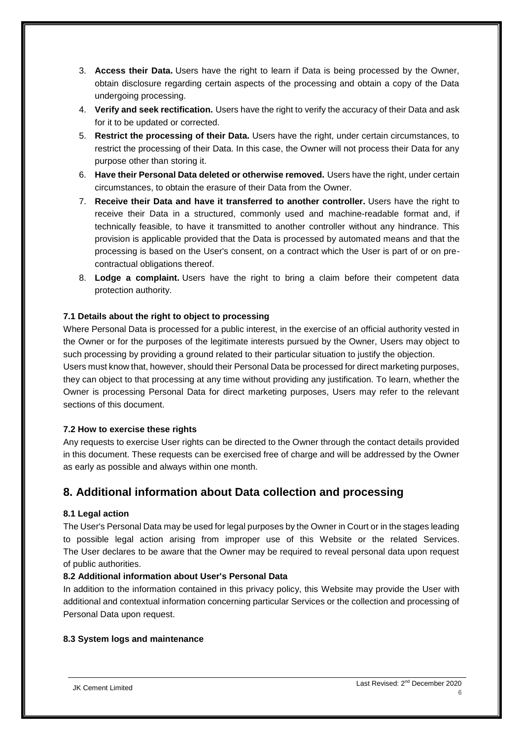3. **Access their Data.** Users have the right to learn if Data is being processed by the Owner, obtain disclosure regarding certain aspects of the processing and obtain a copy of the Data undergoing processing.
4. **Verify and seek rectification.** Users have the right to verify the accuracy of their Data and ask for it to be updated or corrected.
5. **Restrict the processing of their Data.** Users have the right, under certain circumstances, to restrict the processing of their Data. In this case, the Owner will not process their Data for any purpose other than storing it.
6. **Have their Personal Data deleted or otherwise removed.** Users have the right, under certain circumstances, to obtain the erasure of their Data from the Owner.
7. **Receive their Data and have it transferred to another controller.** Users have the right to receive their Data in a structured, commonly used and machine-readable format and, if technically feasible, to have it transmitted to another controller without any hindrance. This provision is applicable provided that the Data is processed by automated means and that the processing is based on the User's consent, on a contract which the User is part of or on pre-contractual obligations thereof.
8. **Lodge a complaint.** Users have the right to bring a claim before their competent data protection authority.

#### 7.1 Details about the right to object to processing

Where Personal Data is processed for a public interest, in the exercise of an official authority vested in the Owner or for the purposes of the legitimate interests pursued by the Owner, Users may object to such processing by providing a ground related to their particular situation to justify the objection.
Users must know that, however, should their Personal Data be processed for direct marketing purposes, they can object to that processing at any time without providing any justification. To learn, whether the Owner is processing Personal Data for direct marketing purposes, Users may refer to the relevant sections of this document.

#### 7.2 How to exercise these rights

Any requests to exercise User rights can be directed to the Owner through the contact details provided in this document. These requests can be exercised free of charge and will be addressed by the Owner as early as possible and always within one month.

## 8. Additional information about Data collection and processing

#### 8.1 Legal action

The User's Personal Data may be used for legal purposes by the Owner in Court or in the stages leading to possible legal action arising from improper use of this Website or the related Services. The User declares to be aware that the Owner may be required to reveal personal data upon request of public authorities.

#### 8.2 Additional information about User's Personal Data

In addition to the information contained in this privacy policy, this Website may provide the User with additional and contextual information concerning particular Services or the collection and processing of Personal Data upon request.

#### 8.3 System logs and maintenance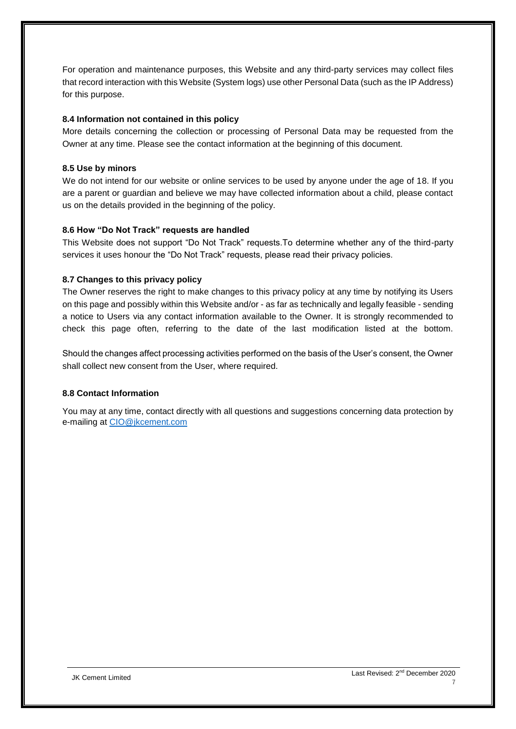For operation and maintenance purposes, this Website and any third-party services may collect files that record interaction with this Website (System logs) use other Personal Data (such as the IP Address) for this purpose.

### 8.4 Information not contained in this policy

More details concerning the collection or processing of Personal Data may be requested from the Owner at any time. Please see the contact information at the beginning of this document.

### 8.5 Use by minors

We do not intend for our website or online services to be used by anyone under the age of 18. If you are a parent or guardian and believe we may have collected information about a child, please contact us on the details provided in the beginning of the policy.

### 8.6 How "Do Not Track" requests are handled

This Website does not support "Do Not Track" requests.To determine whether any of the third-party services it uses honour the "Do Not Track" requests, please read their privacy policies.

### 8.7 Changes to this privacy policy

The Owner reserves the right to make changes to this privacy policy at any time by notifying its Users on this page and possibly within this Website and/or - as far as technically and legally feasible - sending a notice to Users via any contact information available to the Owner. It is strongly recommended to check this page often, referring to the date of the last modification listed at the bottom.

Should the changes affect processing activities performed on the basis of the User's consent, the Owner shall collect new consent from the User, where required.

### 8.8 Contact Information

You may at any time, contact directly with all questions and suggestions concerning data protection by e-mailing at CIO@jkcement.com

JK Cement Limited

Last Revised: 2nd December 2020